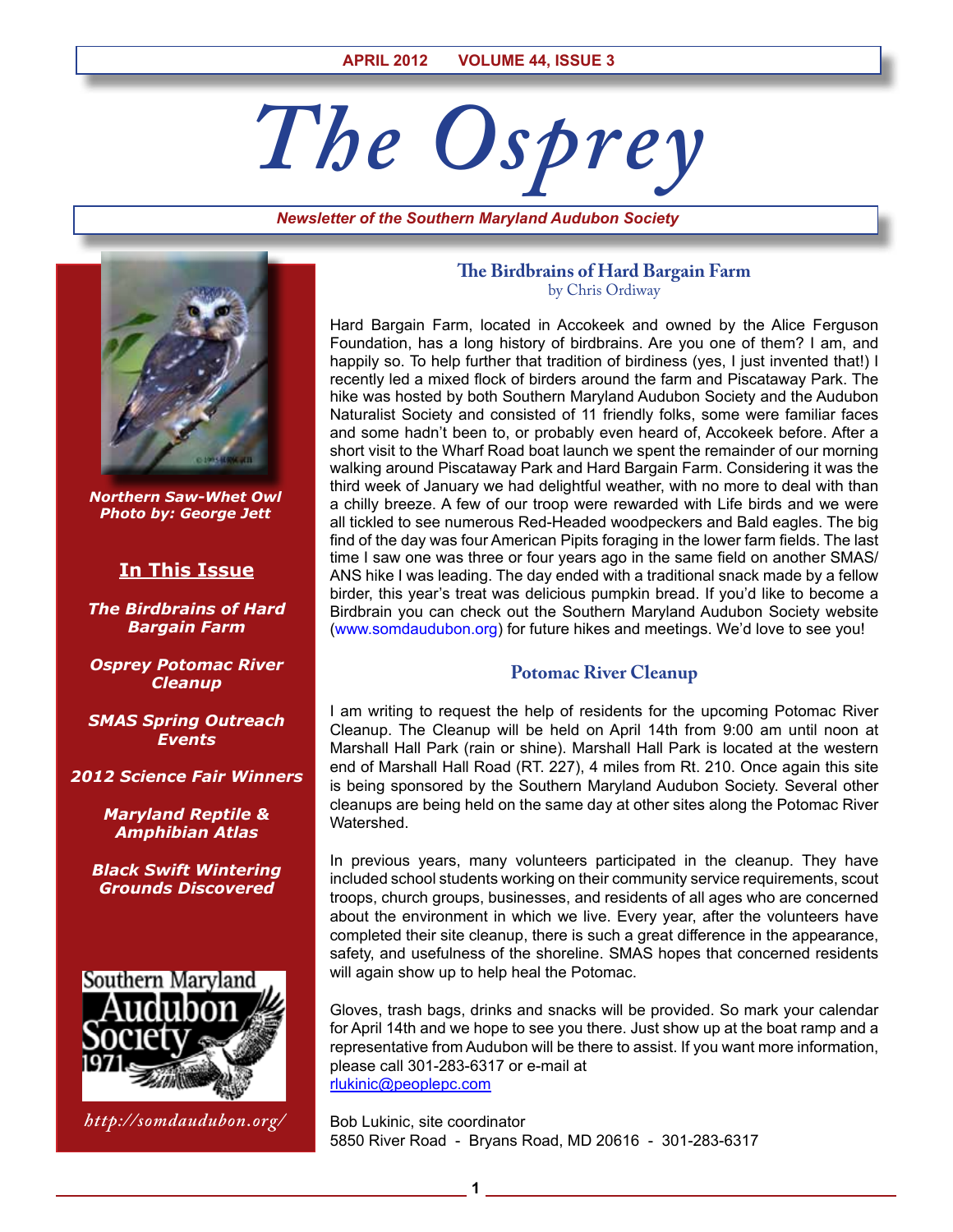APRIL 2012 VOLUME 44, ISSUE 3

# The Osprey

*Newsletter of the Southern Maryland Audubon Society*

***Northern Saw-Whet Owl***
***Photo by: George Jett***

## In This Issue

***The Birdbrains of Hard Bargain Farm***

***Osprey Potomac River Cleanup***

***SMAS Spring Outreach Events***

***2012 Science Fair Winners***

***Maryland Reptile & Amphibian Atlas***

***Black Swift Wintering Grounds Discovered***

Southern Maryland Audubon Society 1971

*http://somdaudubon.org/*

## The Birdbrains of Hard Bargain Farm

by Chris Ordiway

Hard Bargain Farm, located in Accokeek and owned by the Alice Ferguson Foundation, has a long history of birdbrains. Are you one of them? I am, and happily so. To help further that tradition of birdiness (yes, I just invented that!) I recently led a mixed flock of birders around the farm and Piscataway Park. The hike was hosted by both Southern Maryland Audubon Society and the Audubon Naturalist Society and consisted of 11 friendly folks, some were familiar faces and some hadn't been to, or probably even heard of, Accokeek before. After a short visit to the Wharf Road boat launch we spent the remainder of our morning walking around Piscataway Park and Hard Bargain Farm. Considering it was the third week of January we had delightful weather, with no more to deal with than a chilly breeze. A few of our troop were rewarded with Life birds and we were all tickled to see numerous Red-Headed woodpeckers and Bald eagles. The big find of the day was four American Pipits foraging in the lower farm fields. The last time I saw one was three or four years ago in the same field on another SMAS/ANS hike I was leading. The day ended with a traditional snack made by a fellow birder, this year's treat was delicious pumpkin bread. If you'd like to become a Birdbrain you can check out the Southern Maryland Audubon Society website (www.somdaudubon.org) for future hikes and meetings. We'd love to see you!

## Potomac River Cleanup

I am writing to request the help of residents for the upcoming Potomac River Cleanup. The Cleanup will be held on April 14th from 9:00 am until noon at Marshall Hall Park (rain or shine). Marshall Hall Park is located at the western end of Marshall Hall Road (RT. 227), 4 miles from Rt. 210. Once again this site is being sponsored by the Southern Maryland Audubon Society. Several other cleanups are being held on the same day at other sites along the Potomac River Watershed.

In previous years, many volunteers participated in the cleanup. They have included school students working on their community service requirements, scout troops, church groups, businesses, and residents of all ages who are concerned about the environment in which we live. Every year, after the volunteers have completed their site cleanup, there is such a great difference in the appearance, safety, and usefulness of the shoreline. SMAS hopes that concerned residents will again show up to help heal the Potomac.

Gloves, trash bags, drinks and snacks will be provided. So mark your calendar for April 14th and we hope to see you there. Just show up at the boat ramp and a representative from Audubon will be there to assist. If you want more information, please call 301-283-6317 or e-mail at rlukinic@peoplepc.com

Bob Lukinic, site coordinator
5850 River Road - Bryans Road, MD 20616 - 301-283-6317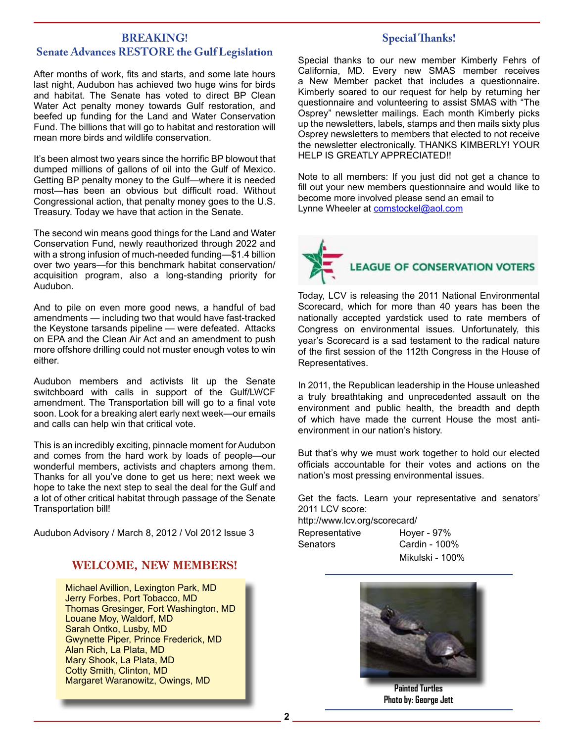## BREAKING!
## Senate Advances RESTORE the Gulf Legislation

After months of work, fits and starts, and some late hours last night, Audubon has achieved two huge wins for birds and habitat. The Senate has voted to direct BP Clean Water Act penalty money towards Gulf restoration, and beefed up funding for the Land and Water Conservation Fund. The billions that will go to habitat and restoration will mean more birds and wildlife conservation.

It's been almost two years since the horrific BP blowout that dumped millions of gallons of oil into the Gulf of Mexico. Getting BP penalty money to the Gulf—where it is needed most—has been an obvious but difficult road. Without Congressional action, that penalty money goes to the U.S. Treasury. Today we have that action in the Senate.

The second win means good things for the Land and Water Conservation Fund, newly reauthorized through 2022 and with a strong infusion of much-needed funding—$1.4 billion over two years—for this benchmark habitat conservation/ acquisition program, also a long-standing priority for Audubon.

And to pile on even more good news, a handful of bad amendments — including two that would have fast-tracked the Keystone tarsands pipeline — were defeated. Attacks on EPA and the Clean Air Act and an amendment to push more offshore drilling could not muster enough votes to win either.

Audubon members and activists lit up the Senate switchboard with calls in support of the Gulf/LWCF amendment. The Transportation bill will go to a final vote soon. Look for a breaking alert early next week—our emails and calls can help win that critical vote.

This is an incredibly exciting, pinnacle moment for Audubon and comes from the hard work by loads of people—our wonderful members, activists and chapters among them. Thanks for all you've done to get us here; next week we hope to take the next step to seal the deal for the Gulf and a lot of other critical habitat through passage of the Senate Transportation bill!

Audubon Advisory / March 8, 2012 / Vol 2012 Issue 3

## WELCOME, NEW MEMBERS!

Michael Avillion, Lexington Park, MD
Jerry Forbes, Port Tobacco, MD
Thomas Gresinger, Fort Washington, MD
Louane Moy, Waldorf, MD
Sarah Ontko, Lusby, MD
Gwynette Piper, Prince Frederick, MD
Alan Rich, La Plata, MD
Mary Shook, La Plata, MD
Cotty Smith, Clinton, MD
Margaret Waranowitz, Owings, MD

## Special Thanks!

Special thanks to our new member Kimberly Fehrs of California, MD. Every new SMAS member receives a New Member packet that includes a questionnaire. Kimberly soared to our request for help by returning her questionnaire and volunteering to assist SMAS with "The Osprey" newsletter mailings. Each month Kimberly picks up the newsletters, labels, stamps and then mails sixty plus Osprey newsletters to members that elected to not receive the newsletter electronically. THANKS KIMBERLY! YOUR HELP IS GREATLY APPRECIATED!!

Note to all members: If you just did not get a chance to fill out your new members questionnaire and would like to become more involved please send an email to Lynne Wheeler at comstockel@aol.com

## LEAGUE OF CONSERVATION VOTERS

Today, LCV is releasing the 2011 National Environmental Scorecard, which for more than 40 years has been the nationally accepted yardstick used to rate members of Congress on environmental issues. Unfortunately, this year's Scorecard is a sad testament to the radical nature of the first session of the 112th Congress in the House of Representatives.

In 2011, the Republican leadership in the House unleashed a truly breathtaking and unprecedented assault on the environment and public health, the breadth and depth of which have made the current House the most anti-environment in our nation's history.

But that's why we must work together to hold our elected officials accountable for their votes and actions on the nation's most pressing environmental issues.

Get the facts. Learn your representative and senators' 2011 LCV score:
http://www.lcv.org/scorecard/

| | |
|---|---|
| Representative | Hoyer - 97% |
| Senators | Cardin - 100% |
| | Mikulski - 100% |

**Painted Turtles**
**Photo by: George Jett**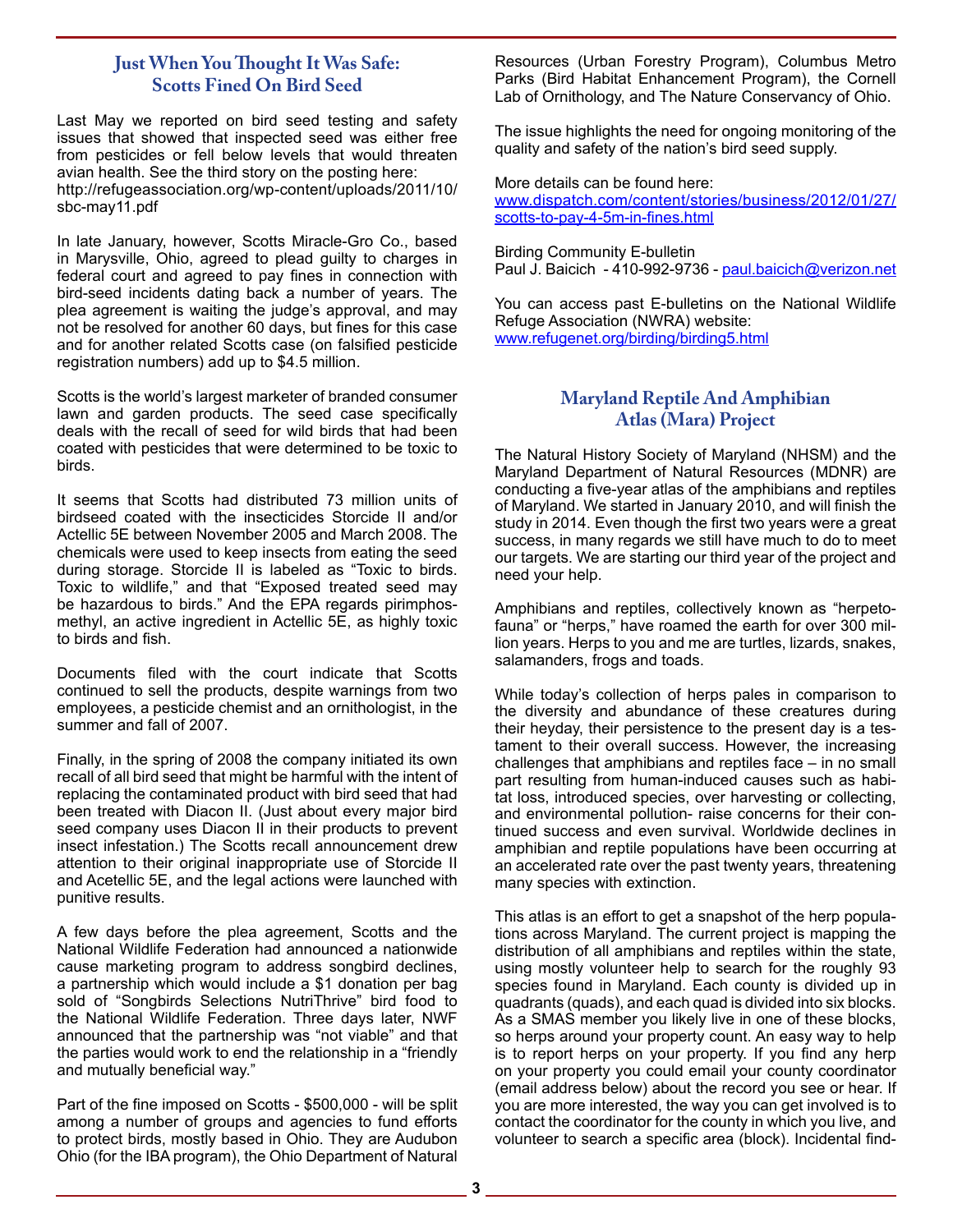## Just When You Thought It Was Safe: Scotts Fined On Bird Seed

Last May we reported on bird seed testing and safety issues that showed that inspected seed was either free from pesticides or fell below levels that would threaten avian health. See the third story on the posting here: http://refugeassociation.org/wp-content/uploads/2011/10/sbc-may11.pdf

In late January, however, Scotts Miracle-Gro Co., based in Marysville, Ohio, agreed to plead guilty to charges in federal court and agreed to pay fines in connection with bird-seed incidents dating back a number of years. The plea agreement is waiting the judge's approval, and may not be resolved for another 60 days, but fines for this case and for another related Scotts case (on falsified pesticide registration numbers) add up to $4.5 million.

Scotts is the world's largest marketer of branded consumer lawn and garden products. The seed case specifically deals with the recall of seed for wild birds that had been coated with pesticides that were determined to be toxic to birds.

It seems that Scotts had distributed 73 million units of birdseed coated with the insecticides Storcide II and/or Actellic 5E between November 2005 and March 2008. The chemicals were used to keep insects from eating the seed during storage. Storcide II is labeled as "Toxic to birds. Toxic to wildlife," and that "Exposed treated seed may be hazardous to birds." And the EPA regards pirimphos-methyl, an active ingredient in Actellic 5E, as highly toxic to birds and fish.

Documents filed with the court indicate that Scotts continued to sell the products, despite warnings from two employees, a pesticide chemist and an ornithologist, in the summer and fall of 2007.

Finally, in the spring of 2008 the company initiated its own recall of all bird seed that might be harmful with the intent of replacing the contaminated product with bird seed that had been treated with Diacon II. (Just about every major bird seed company uses Diacon II in their products to prevent insect infestation.) The Scotts recall announcement drew attention to their original inappropriate use of Storcide II and Acetellic 5E, and the legal actions were launched with punitive results.

A few days before the plea agreement, Scotts and the National Wildlife Federation had announced a nationwide cause marketing program to address songbird declines, a partnership which would include a $1 donation per bag sold of "Songbirds Selections NutriThrive" bird food to the National Wildlife Federation. Three days later, NWF announced that the partnership was "not viable" and that the parties would work to end the relationship in a "friendly and mutually beneficial way."

Part of the fine imposed on Scotts - $500,000 - will be split among a number of groups and agencies to fund efforts to protect birds, mostly based in Ohio. They are Audubon Ohio (for the IBA program), the Ohio Department of Natural Resources (Urban Forestry Program), Columbus Metro Parks (Bird Habitat Enhancement Program), the Cornell Lab of Ornithology, and The Nature Conservancy of Ohio.

The issue highlights the need for ongoing monitoring of the quality and safety of the nation's bird seed supply.

More details can be found here:
www.dispatch.com/content/stories/business/2012/01/27/scotts-to-pay-4-5m-in-fines.html

Birding Community E-bulletin
Paul J. Baicich - 410-992-9736 - paul.baicich@verizon.net

You can access past E-bulletins on the National Wildlife Refuge Association (NWRA) website:
www.refugenet.org/birding/birding5.html

## Maryland Reptile And Amphibian Atlas (Mara) Project

The Natural History Society of Maryland (NHSM) and the Maryland Department of Natural Resources (MDNR) are conducting a five-year atlas of the amphibians and reptiles of Maryland. We started in January 2010, and will finish the study in 2014. Even though the first two years were a great success, in many regards we still have much to do to meet our targets. We are starting our third year of the project and need your help.

Amphibians and reptiles, collectively known as "herpetofauna" or "herps," have roamed the earth for over 300 million years. Herps to you and me are turtles, lizards, snakes, salamanders, frogs and toads.

While today's collection of herps pales in comparison to the diversity and abundance of these creatures during their heyday, their persistence to the present day is a testament to their overall success. However, the increasing challenges that amphibians and reptiles face – in no small part resulting from human-induced causes such as habitat loss, introduced species, over harvesting or collecting, and environmental pollution- raise concerns for their continued success and even survival. Worldwide declines in amphibian and reptile populations have been occurring at an accelerated rate over the past twenty years, threatening many species with extinction.

This atlas is an effort to get a snapshot of the herp populations across Maryland. The current project is mapping the distribution of all amphibians and reptiles within the state, using mostly volunteer help to search for the roughly 93 species found in Maryland. Each county is divided up in quadrants (quads), and each quad is divided into six blocks. As a SMAS member you likely live in one of these blocks, so herps around your property count. An easy way to help is to report herps on your property. If you find any herp on your property you could email your county coordinator (email address below) about the record you see or hear. If you are more interested, the way you can get involved is to contact the coordinator for the county in which you live, and volunteer to search a specific area (block). Incidental find-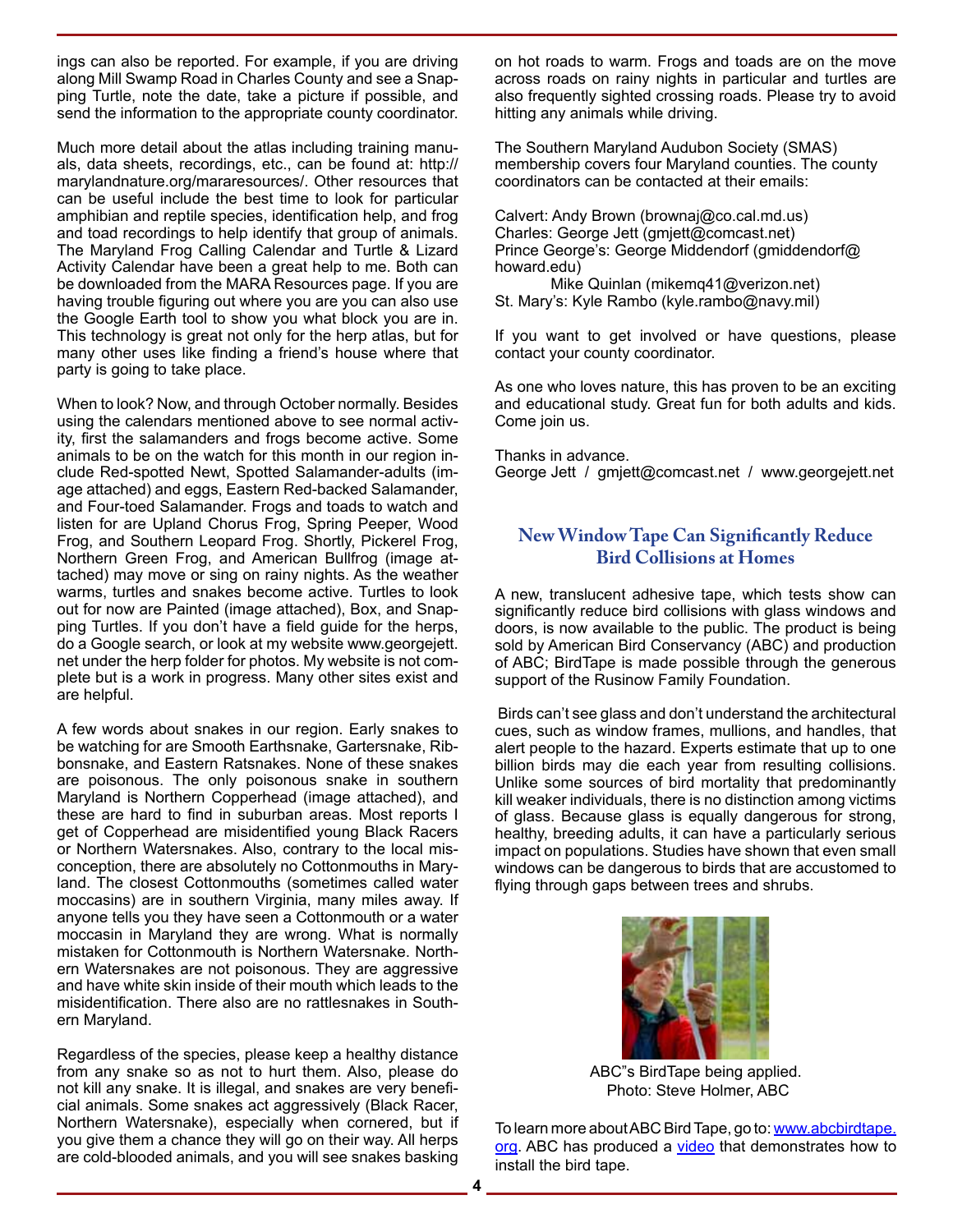ings can also be reported. For example, if you are driving along Mill Swamp Road in Charles County and see a Snapping Turtle, note the date, take a picture if possible, and send the information to the appropriate county coordinator.

Much more detail about the atlas including training manuals, data sheets, recordings, etc., can be found at: http://marylandnature.org/mararesources/. Other resources that can be useful include the best time to look for particular amphibian and reptile species, identification help, and frog and toad recordings to help identify that group of animals. The Maryland Frog Calling Calendar and Turtle & Lizard Activity Calendar have been a great help to me. Both can be downloaded from the MARA Resources page. If you are having trouble figuring out where you are you can also use the Google Earth tool to show you what block you are in. This technology is great not only for the herp atlas, but for many other uses like finding a friend's house where that party is going to take place.

When to look? Now, and through October normally. Besides using the calendars mentioned above to see normal activity, first the salamanders and frogs become active. Some animals to be on the watch for this month in our region include Red-spotted Newt, Spotted Salamander-adults (image attached) and eggs, Eastern Red-backed Salamander, and Four-toed Salamander. Frogs and toads to watch and listen for are Upland Chorus Frog, Spring Peeper, Wood Frog, and Southern Leopard Frog. Shortly, Pickerel Frog, Northern Green Frog, and American Bullfrog (image attached) may move or sing on rainy nights. As the weather warms, turtles and snakes become active. Turtles to look out for now are Painted (image attached), Box, and Snapping Turtles. If you don't have a field guide for the herps, do a Google search, or look at my website www.georgejett.net under the herp folder for photos. My website is not complete but is a work in progress. Many other sites exist and are helpful.

A few words about snakes in our region. Early snakes to be watching for are Smooth Earthsnake, Gartersnake, Ribbonsnake, and Eastern Ratsnakes. None of these snakes are poisonous. The only poisonous snake in southern Maryland is Northern Copperhead (image attached), and these are hard to find in suburban areas. Most reports I get of Copperhead are misidentified young Black Racers or Northern Watersnakes. Also, contrary to the local misconception, there are absolutely no Cottonmouths in Maryland. The closest Cottonmouths (sometimes called water moccasins) are in southern Virginia, many miles away. If anyone tells you they have seen a Cottonmouth or a water moccasin in Maryland they are wrong. What is normally mistaken for Cottonmouth is Northern Watersnake. Northern Watersnakes are not poisonous. They are aggressive and have white skin inside of their mouth which leads to the misidentification. There also are no rattlesnakes in Southern Maryland.

Regardless of the species, please keep a healthy distance from any snake so as not to hurt them. Also, please do not kill any snake. It is illegal, and snakes are very beneficial animals. Some snakes act aggressively (Black Racer, Northern Watersnake), especially when cornered, but if you give them a chance they will go on their way. All herps are cold-blooded animals, and you will see snakes basking on hot roads to warm. Frogs and toads are on the move across roads on rainy nights in particular and turtles are also frequently sighted crossing roads. Please try to avoid hitting any animals while driving.

The Southern Maryland Audubon Society (SMAS) membership covers four Maryland counties. The county coordinators can be contacted at their emails:

Calvert: Andy Brown (brownaj@co.cal.md.us)
Charles: George Jett (gmjett@comcast.net)
Prince George's: George Middendorf (gmiddendorf@howard.edu)
Mike Quinlan (mikemq41@verizon.net)
St. Mary's: Kyle Rambo (kyle.rambo@navy.mil)

If you want to get involved or have questions, please contact your county coordinator.

As one who loves nature, this has proven to be an exciting and educational study. Great fun for both adults and kids. Come join us.

Thanks in advance.
George Jett / gmjett@comcast.net / www.georgejett.net

## New Window Tape Can Significantly Reduce Bird Collisions at Homes

A new, translucent adhesive tape, which tests show can significantly reduce bird collisions with glass windows and doors, is now available to the public. The product is being sold by American Bird Conservancy (ABC) and production of ABC; BirdTape is made possible through the generous support of the Rusinow Family Foundation.

Birds can't see glass and don't understand the architectural cues, such as window frames, mullions, and handles, that alert people to the hazard. Experts estimate that up to one billion birds may die each year from resulting collisions. Unlike some sources of bird mortality that predominantly kill weaker individuals, there is no distinction among victims of glass. Because glass is equally dangerous for strong, healthy, breeding adults, it can have a particularly serious impact on populations. Studies have shown that even small windows can be dangerous to birds that are accustomed to flying through gaps between trees and shrubs.

ABC"s BirdTape being applied.
Photo: Steve Holmer, ABC

To learn more about ABC Bird Tape, go to: www.abcbirdtape.org. ABC has produced a video that demonstrates how to install the bird tape.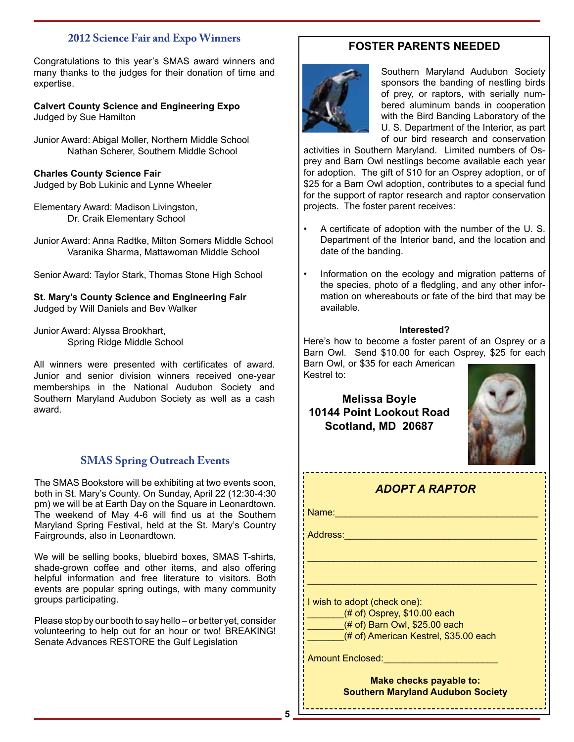## 2012 Science Fair and Expo Winners

Congratulations to this year's SMAS award winners and many thanks to the judges for their donation of time and expertise.

**Calvert County Science and Engineering Expo**
Judged by Sue Hamilton

Junior Award: Abigal Moller, Northern Middle School
Nathan Scherer, Southern Middle School

**Charles County Science Fair**
Judged by Bob Lukinic and Lynne Wheeler

Elementary Award: Madison Livingston,
Dr. Craik Elementary School

Junior Award: Anna Radtke, Milton Somers Middle School
Varanika Sharma, Mattawoman Middle School

Senior Award: Taylor Stark, Thomas Stone High School

**St. Mary's County Science and Engineering Fair**
Judged by Will Daniels and Bev Walker

Junior Award: Alyssa Brookhart,
Spring Ridge Middle School

All winners were presented with certificates of award. Junior and senior division winners received one-year memberships in the National Audubon Society and Southern Maryland Audubon Society as well as a cash award.

## SMAS Spring Outreach Events

The SMAS Bookstore will be exhibiting at two events soon, both in St. Mary's County. On Sunday, April 22 (12:30-4:30 pm) we will be at Earth Day on the Square in Leonardtown. The weekend of May 4-6 will find us at the Southern Maryland Spring Festival, held at the St. Mary's Country Fairgrounds, also in Leonardtown.

We will be selling books, bluebird boxes, SMAS T-shirts, shade-grown coffee and other items, and also offering helpful information and free literature to visitors. Both events are popular spring outings, with many community groups participating.

Please stop by our booth to say hello – or better yet, consider volunteering to help out for an hour or two! BREAKING! Senate Advances RESTORE the Gulf Legislation

## FOSTER PARENTS NEEDED

Southern Maryland Audubon Society sponsors the banding of nestling birds of prey, or raptors, with serially numbered aluminum bands in cooperation with the Bird Banding Laboratory of the U. S. Department of the Interior, as part of our bird research and conservation activities in Southern Maryland. Limited numbers of Osprey and Barn Owl nestlings become available each year for adoption. The gift of $10 for an Osprey adoption, or of $25 for a Barn Owl adoption, contributes to a special fund for the support of raptor research and raptor conservation projects. The foster parent receives:

- A certificate of adoption with the number of the U. S. Department of the Interior band, and the location and date of the banding.
- Information on the ecology and migration patterns of the species, photo of a fledgling, and any other information on whereabouts or fate of the bird that may be available.

**Interested?**

Here's how to become a foster parent of an Osprey or a Barn Owl. Send $10.00 for each Osprey, $25 for each Barn Owl, or $35 for each American Kestrel to:

**Melissa Boyle**
**10144 Point Lookout Road**
**Scotland, MD 20687**

### *ADOPT A RAPTOR*

Name:_______________________________________

Address:_____________________________________

_____________________________________________

_____________________________________________

I wish to adopt (check one):
_______(# of) Osprey, $10.00 each
_______(# of) Barn Owl, $25.00 each
_______(# of) American Kestrel, $35.00 each

Amount Enclosed:______________________

**Make checks payable to:**
**Southern Maryland Audubon Society**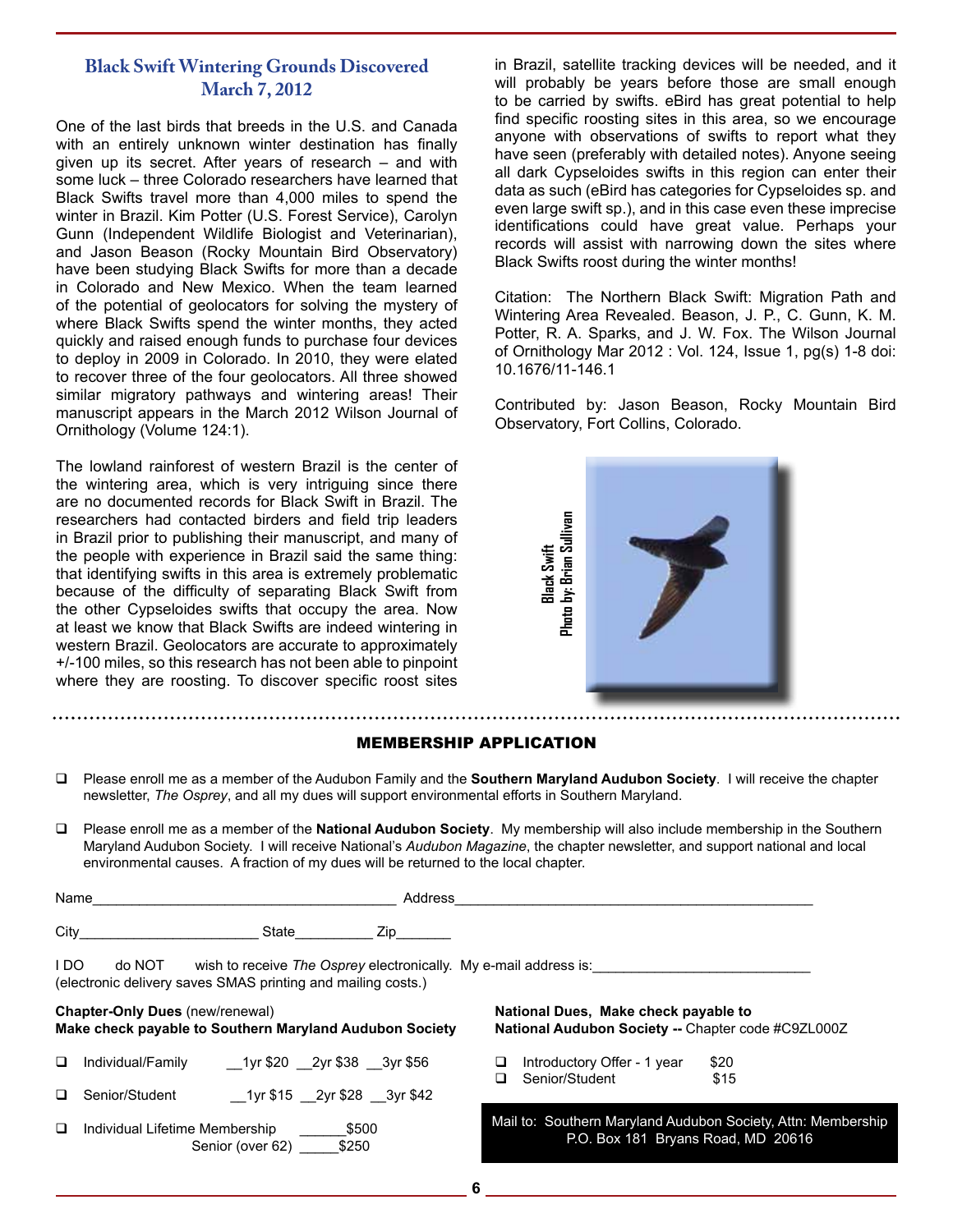## Black Swift Wintering Grounds Discovered March 7, 2012

One of the last birds that breeds in the U.S. and Canada with an entirely unknown winter destination has finally given up its secret. After years of research – and with some luck – three Colorado researchers have learned that Black Swifts travel more than 4,000 miles to spend the winter in Brazil. Kim Potter (U.S. Forest Service), Carolyn Gunn (Independent Wildlife Biologist and Veterinarian), and Jason Beason (Rocky Mountain Bird Observatory) have been studying Black Swifts for more than a decade in Colorado and New Mexico. When the team learned of the potential of geolocators for solving the mystery of where Black Swifts spend the winter months, they acted quickly and raised enough funds to purchase four devices to deploy in 2009 in Colorado. In 2010, they were elated to recover three of the four geolocators. All three showed similar migratory pathways and wintering areas! Their manuscript appears in the March 2012 Wilson Journal of Ornithology (Volume 124:1).

The lowland rainforest of western Brazil is the center of the wintering area, which is very intriguing since there are no documented records for Black Swift in Brazil. The researchers had contacted birders and field trip leaders in Brazil prior to publishing their manuscript, and many of the people with experience in Brazil said the same thing: that identifying swifts in this area is extremely problematic because of the difficulty of separating Black Swift from the other Cypseloides swifts that occupy the area. Now at least we know that Black Swifts are indeed wintering in western Brazil. Geolocators are accurate to approximately +/-100 miles, so this research has not been able to pinpoint where they are roosting. To discover specific roost sites in Brazil, satellite tracking devices will be needed, and it will probably be years before those are small enough to be carried by swifts. eBird has great potential to help find specific roosting sites in this area, so we encourage anyone with observations of swifts to report what they have seen (preferably with detailed notes). Anyone seeing all dark Cypseloides swifts in this region can enter their data as such (eBird has categories for Cypseloides sp. and even large swift sp.), and in this case even these imprecise identifications could have great value. Perhaps your records will assist with narrowing down the sites where Black Swifts roost during the winter months!

Citation: The Northern Black Swift: Migration Path and Wintering Area Revealed. Beason, J. P., C. Gunn, K. M. Potter, R. A. Sparks, and J. W. Fox. The Wilson Journal of Ornithology Mar 2012 : Vol. 124, Issue 1, pg(s) 1-8 doi: 10.1676/11-146.1

Contributed by: Jason Beason, Rocky Mountain Bird Observatory, Fort Collins, Colorado.

Black Swift
Photo by: Brian Sullivan

---

## MEMBERSHIP APPLICATION

- ❑ Please enroll me as a member of the Audubon Family and the **Southern Maryland Audubon Society**. I will receive the chapter newsletter, *The Osprey*, and all my dues will support environmental efforts in Southern Maryland.
- ❑ Please enroll me as a member of the **National Audubon Society**. My membership will also include membership in the Southern Maryland Audubon Society. I will receive National's *Audubon Magazine*, the chapter newsletter, and support national and local environmental causes. A fraction of my dues will be returned to the local chapter.

Name______________________________________ Address_____________________________________________

City______________________ State__________ Zip_______

I DO do NOT wish to receive *The Osprey* electronically. My e-mail address is:___________________________
(electronic delivery saves SMAS printing and mailing costs.)

**Chapter-Only Dues** (new/renewal)
**Make check payable to Southern Maryland Audubon Society**

- ❑ Individual/Family __1yr $20 __2yr $38 __3yr $56
- ❑ Senior/Student __1yr $15 __2yr $28 __3yr $42
- ❑ Individual Lifetime Membership ______$500
  Senior (over 62) _____$250

**National Dues, Make check payable to**
**National Audubon Society --** Chapter code #C9ZL000Z

- ❑ Introductory Offer - 1 year $20
- ❑ Senior/Student $15

Mail to: Southern Maryland Audubon Society, Attn: Membership
P.O. Box 181 Bryans Road, MD 20616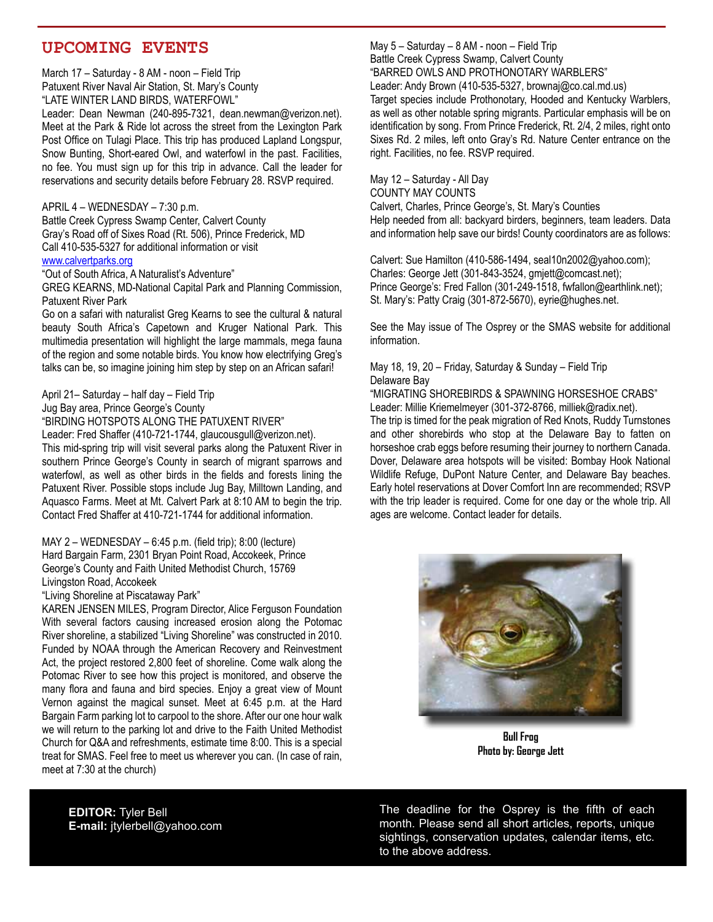## UPCOMING EVENTS

March 17 – Saturday - 8 AM - noon – Field Trip
Patuxent River Naval Air Station, St. Mary's County
"LATE WINTER LAND BIRDS, WATERFOWL"
Leader: Dean Newman (240-895-7321, dean.newman@verizon.net). Meet at the Park & Ride lot across the street from the Lexington Park Post Office on Tulagi Place. This trip has produced Lapland Longspur, Snow Bunting, Short-eared Owl, and waterfowl in the past. Facilities, no fee. You must sign up for this trip in advance. Call the leader for reservations and security details before February 28. RSVP required.

APRIL 4 – WEDNESDAY – 7:30 p.m.
Battle Creek Cypress Swamp Center, Calvert County
Gray's Road off of Sixes Road (Rt. 506), Prince Frederick, MD
Call 410-535-5327 for additional information or visit www.calvertparks.org
"Out of South Africa, A Naturalist's Adventure"
GREG KEARNS, MD-National Capital Park and Planning Commission, Patuxent River Park
Go on a safari with naturalist Greg Kearns to see the cultural & natural beauty South Africa's Capetown and Kruger National Park. This multimedia presentation will highlight the large mammals, mega fauna of the region and some notable birds. You know how electrifying Greg's talks can be, so imagine joining him step by step on an African safari!

April 21– Saturday – half day – Field Trip
Jug Bay area, Prince George's County
"BIRDING HOTSPOTS ALONG THE PATUXENT RIVER"
Leader: Fred Shaffer (410-721-1744, glaucousgull@verizon.net).
This mid-spring trip will visit several parks along the Patuxent River in southern Prince George's County in search of migrant sparrows and waterfowl, as well as other birds in the fields and forests lining the Patuxent River. Possible stops include Jug Bay, Milltown Landing, and Aquasco Farms. Meet at Mt. Calvert Park at 8:10 AM to begin the trip. Contact Fred Shaffer at 410-721-1744 for additional information.

MAY 2 – WEDNESDAY – 6:45 p.m. (field trip); 8:00 (lecture)
Hard Bargain Farm, 2301 Bryan Point Road, Accokeek, Prince George's County and Faith United Methodist Church, 15769 Livingston Road, Accokeek
"Living Shoreline at Piscataway Park"
KAREN JENSEN MILES, Program Director, Alice Ferguson Foundation
With several factors causing increased erosion along the Potomac River shoreline, a stabilized "Living Shoreline" was constructed in 2010. Funded by NOAA through the American Recovery and Reinvestment Act, the project restored 2,800 feet of shoreline. Come walk along the Potomac River to see how this project is monitored, and observe the many flora and fauna and bird species. Enjoy a great view of Mount Vernon against the magical sunset. Meet at 6:45 p.m. at the Hard Bargain Farm parking lot to carpool to the shore. After our one hour walk we will return to the parking lot and drive to the Faith United Methodist Church for Q&A and refreshments, estimate time 8:00. This is a special treat for SMAS. Feel free to meet us wherever you can. (In case of rain, meet at 7:30 at the church)

May 5 – Saturday – 8 AM - noon – Field Trip
Battle Creek Cypress Swamp, Calvert County
"BARRED OWLS AND PROTHONOTARY WARBLERS"
Leader: Andy Brown (410-535-5327, brownaj@co.cal.md.us)
Target species include Prothonotary, Hooded and Kentucky Warblers, as well as other notable spring migrants. Particular emphasis will be on identification by song. From Prince Frederick, Rt. 2/4, 2 miles, right onto Sixes Rd. 2 miles, left onto Gray's Rd. Nature Center entrance on the right. Facilities, no fee. RSVP required.

May 12 – Saturday - All Day
COUNTY MAY COUNTS
Calvert, Charles, Prince George's, St. Mary's Counties
Help needed from all: backyard birders, beginners, team leaders. Data and information help save our birds! County coordinators are as follows:

Calvert: Sue Hamilton (410-586-1494, seal10n2002@yahoo.com);
Charles: George Jett (301-843-3524, gmjett@comcast.net);
Prince George's: Fred Fallon (301-249-1518, fwfallon@earthlink.net);
St. Mary's: Patty Craig (301-872-5670), eyrie@hughes.net.

See the May issue of The Osprey or the SMAS website for additional information.

May 18, 19, 20 – Friday, Saturday & Sunday – Field Trip
Delaware Bay
"MIGRATING SHOREBIRDS & SPAWNING HORSESHOE CRABS"
Leader: Millie Kriemelmeyer (301-372-8766, milliek@radix.net).
The trip is timed for the peak migration of Red Knots, Ruddy Turnstones and other shorebirds who stop at the Delaware Bay to fatten on horseshoe crab eggs before resuming their journey to northern Canada. Dover, Delaware area hotspots will be visited: Bombay Hook National Wildlife Refuge, DuPont Nature Center, and Delaware Bay beaches. Early hotel reservations at Dover Comfort Inn are recommended; RSVP with the trip leader is required. Come for one day or the whole trip. All ages are welcome. Contact leader for details.

**Bull Frog**
**Photo by: George Jett**

**EDITOR:** Tyler Bell
**E-mail:** jtylerbell@yahoo.com

The deadline for the Osprey is the fifth of each month. Please send all short articles, reports, unique sightings, conservation updates, calendar items, etc. to the above address.